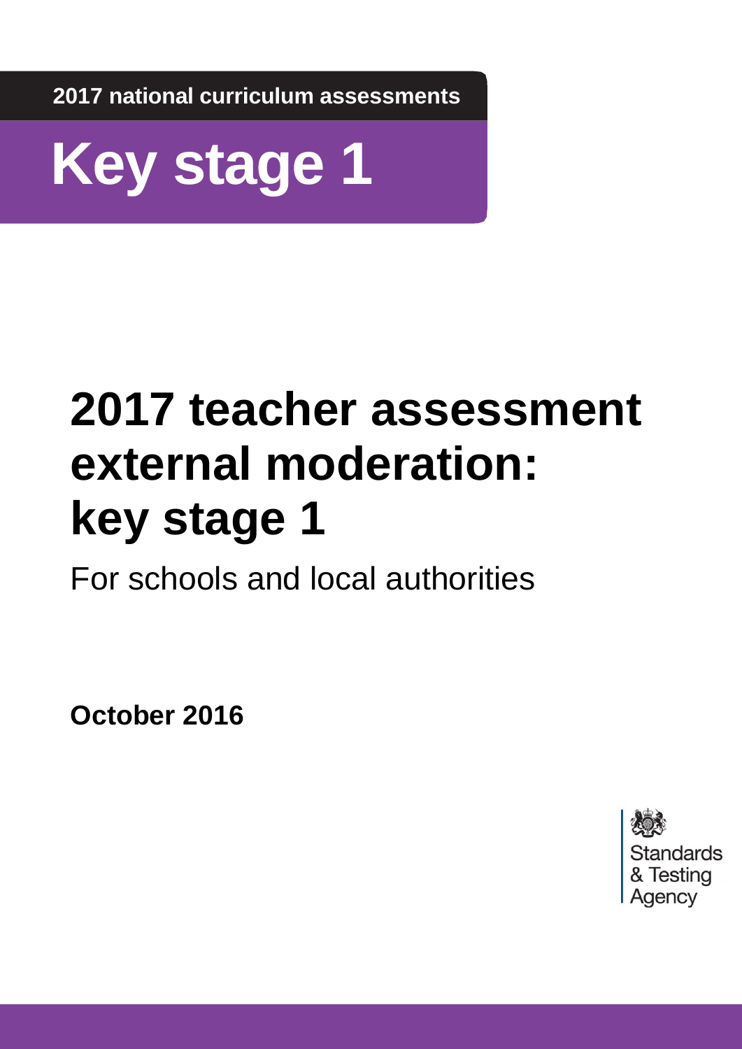2017 national curriculum assessments

# Key stage 1

# 2017 teacher assessment external moderation: key stage 1

For schools and local authorities

**October 2016**

Standards & Testing Agency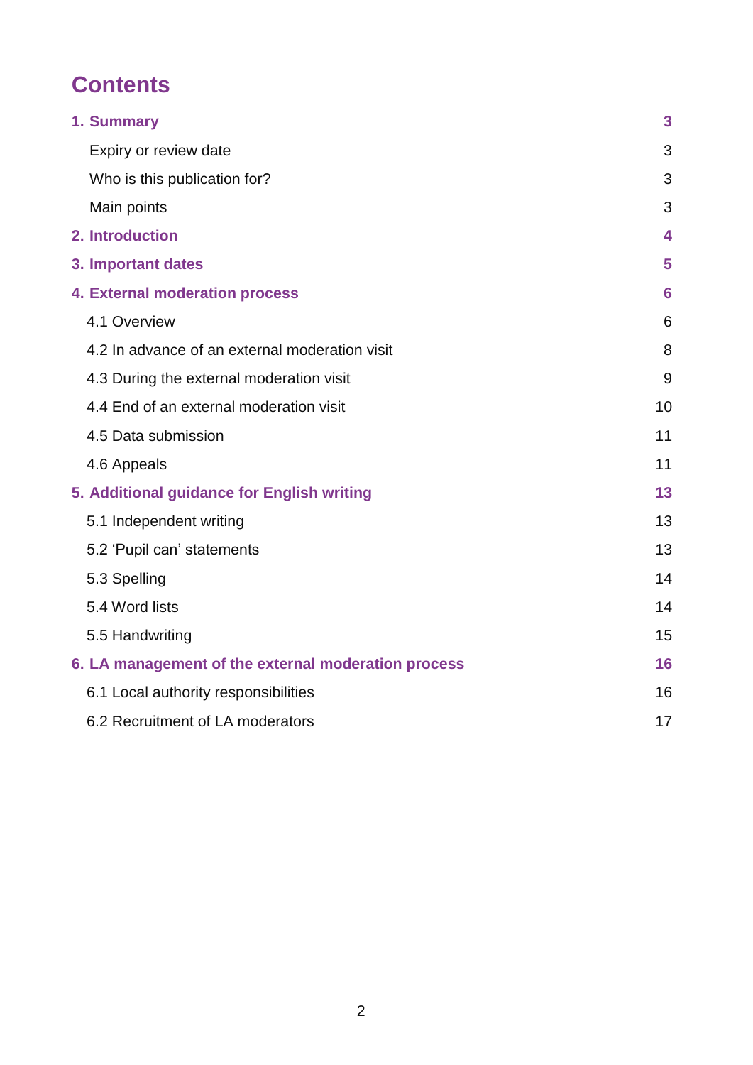# Contents

| | |
|---|---|
| **1. Summary** | **3** |
| Expiry or review date | 3 |
| Who is this publication for? | 3 |
| Main points | 3 |
| **2. Introduction** | **4** |
| **3. Important dates** | **5** |
| **4. External moderation process** | **6** |
| 4.1 Overview | 6 |
| 4.2 In advance of an external moderation visit | 8 |
| 4.3 During the external moderation visit | 9 |
| 4.4 End of an external moderation visit | 10 |
| 4.5 Data submission | 11 |
| 4.6 Appeals | 11 |
| **5. Additional guidance for English writing** | **13** |
| 5.1 Independent writing | 13 |
| 5.2 'Pupil can' statements | 13 |
| 5.3 Spelling | 14 |
| 5.4 Word lists | 14 |
| 5.5 Handwriting | 15 |
| **6. LA management of the external moderation process** | **16** |
| 6.1 Local authority responsibilities | 16 |
| 6.2 Recruitment of LA moderators | 17 |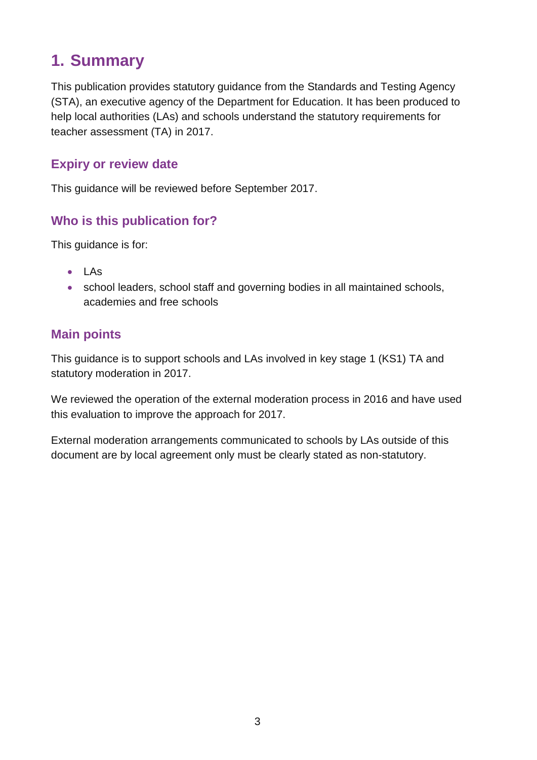# 1. Summary

This publication provides statutory guidance from the Standards and Testing Agency (STA), an executive agency of the Department for Education. It has been produced to help local authorities (LAs) and schools understand the statutory requirements for teacher assessment (TA) in 2017.

## Expiry or review date

This guidance will be reviewed before September 2017.

## Who is this publication for?

This guidance is for:

- LAs
- school leaders, school staff and governing bodies in all maintained schools, academies and free schools

## Main points

This guidance is to support schools and LAs involved in key stage 1 (KS1) TA and statutory moderation in 2017.

We reviewed the operation of the external moderation process in 2016 and have used this evaluation to improve the approach for 2017.

External moderation arrangements communicated to schools by LAs outside of this document are by local agreement only must be clearly stated as non-statutory.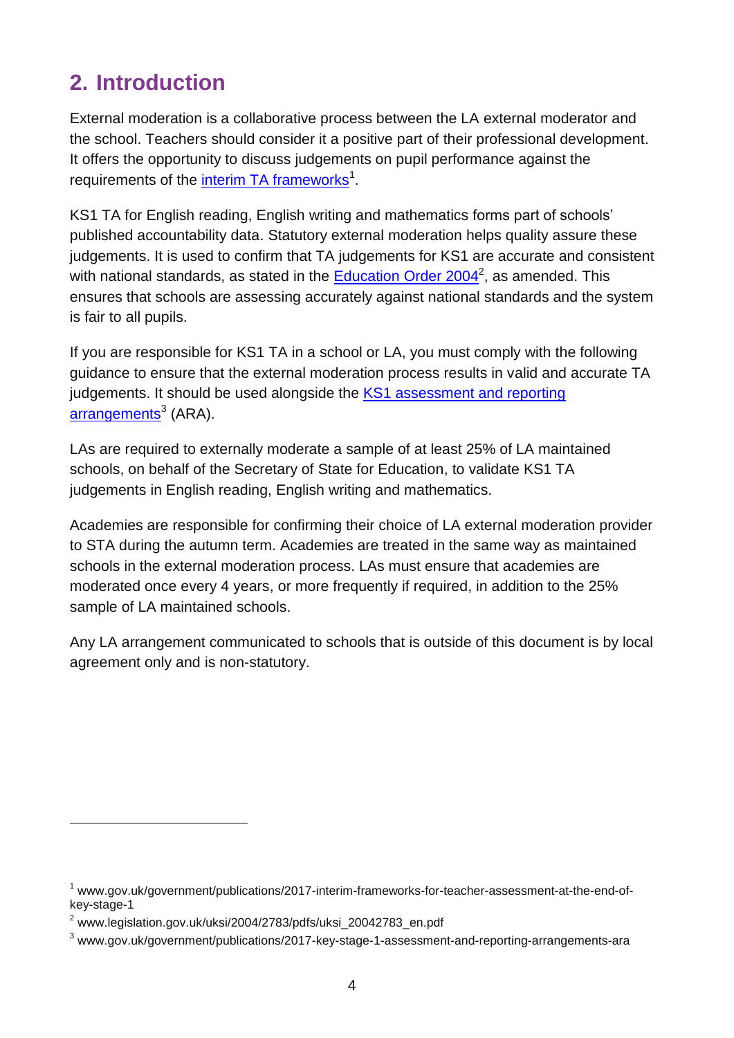## 2. Introduction

External moderation is a collaborative process between the LA external moderator and the school. Teachers should consider it a positive part of their professional development. It offers the opportunity to discuss judgements on pupil performance against the requirements of the interim TA frameworks[1].

KS1 TA for English reading, English writing and mathematics forms part of schools' published accountability data. Statutory external moderation helps quality assure these judgements. It is used to confirm that TA judgements for KS1 are accurate and consistent with national standards, as stated in the Education Order 2004[2], as amended. This ensures that schools are assessing accurately against national standards and the system is fair to all pupils.

If you are responsible for KS1 TA in a school or LA, you must comply with the following guidance to ensure that the external moderation process results in valid and accurate TA judgements. It should be used alongside the KS1 assessment and reporting arrangements[3] (ARA).

LAs are required to externally moderate a sample of at least 25% of LA maintained schools, on behalf of the Secretary of State for Education, to validate KS1 TA judgements in English reading, English writing and mathematics.

Academies are responsible for confirming their choice of LA external moderation provider to STA during the autumn term. Academies are treated in the same way as maintained schools in the external moderation process. LAs must ensure that academies are moderated once every 4 years, or more frequently if required, in addition to the 25% sample of LA maintained schools.

Any LA arrangement communicated to schools that is outside of this document is by local agreement only and is non-statutory.

---

[1] www.gov.uk/government/publications/2017-interim-frameworks-for-teacher-assessment-at-the-end-of-key-stage-1

[2] www.legislation.gov.uk/uksi/2004/2783/pdfs/uksi_20042783_en.pdf

[3] www.gov.uk/government/publications/2017-key-stage-1-assessment-and-reporting-arrangements-ara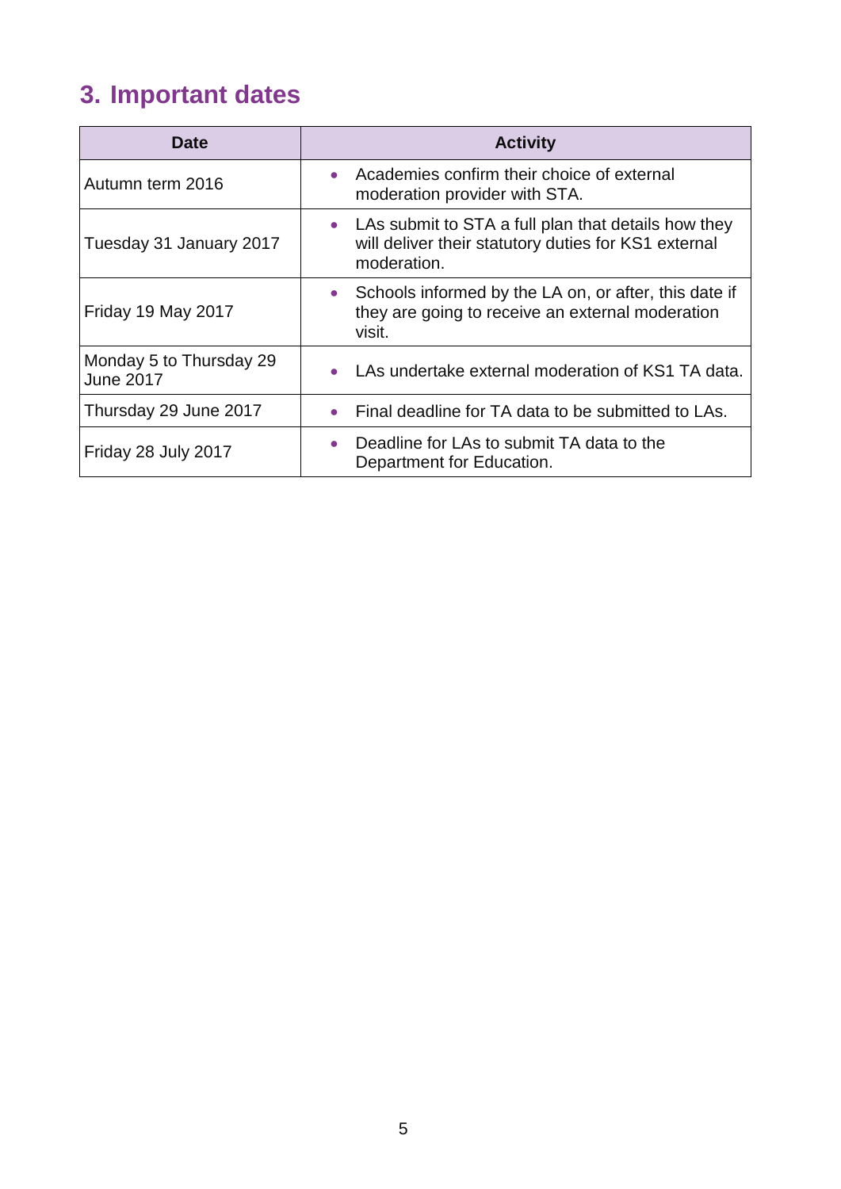## 3. Important dates

| Date | Activity |
|---|---|
| Autumn term 2016 | • Academies confirm their choice of external moderation provider with STA. |
| Tuesday 31 January 2017 | • LAs submit to STA a full plan that details how they will deliver their statutory duties for KS1 external moderation. |
| Friday 19 May 2017 | • Schools informed by the LA on, or after, this date if they are going to receive an external moderation visit. |
| Monday 5 to Thursday 29 June 2017 | • LAs undertake external moderation of KS1 TA data. |
| Thursday 29 June 2017 | • Final deadline for TA data to be submitted to LAs. |
| Friday 28 July 2017 | • Deadline for LAs to submit TA data to the Department for Education. |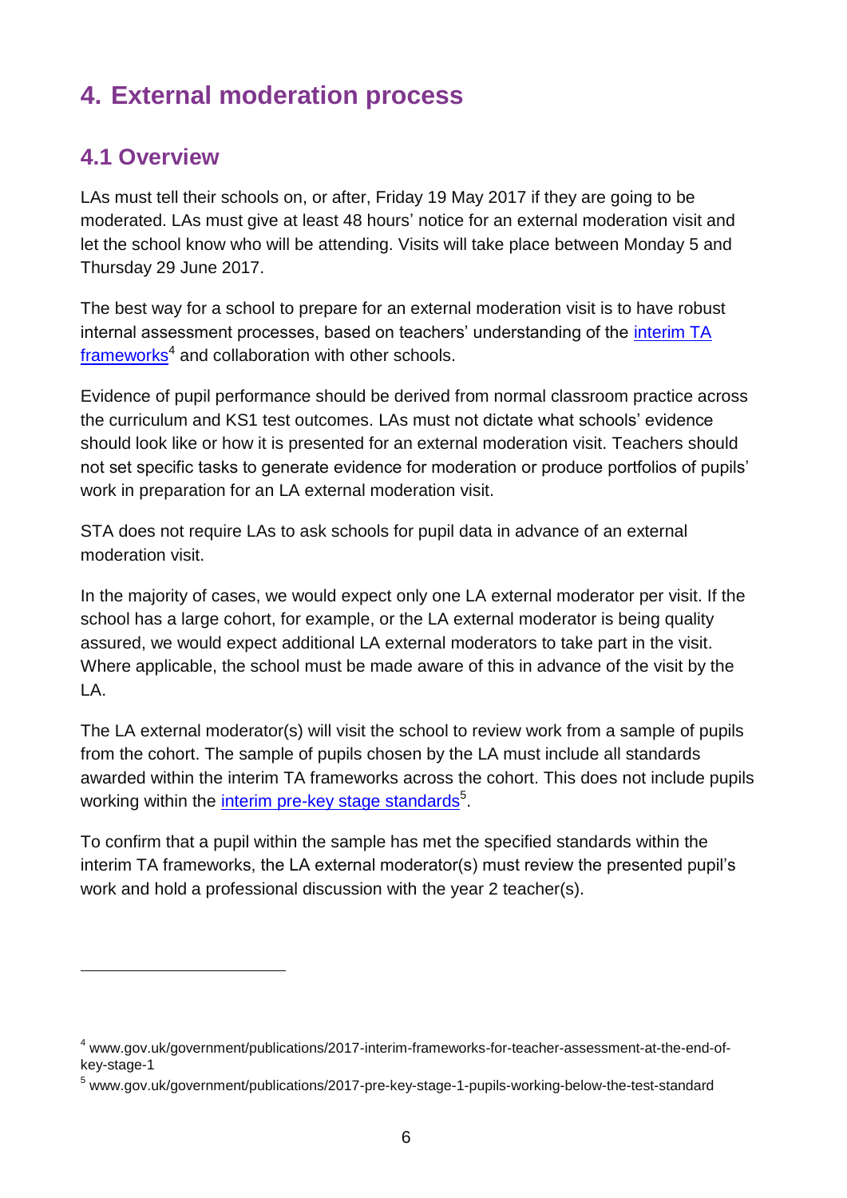# 4. External moderation process

## 4.1 Overview

LAs must tell their schools on, or after, Friday 19 May 2017 if they are going to be moderated. LAs must give at least 48 hours' notice for an external moderation visit and let the school know who will be attending. Visits will take place between Monday 5 and Thursday 29 June 2017.

The best way for a school to prepare for an external moderation visit is to have robust internal assessment processes, based on teachers' understanding of the interim TA frameworks[4] and collaboration with other schools.

Evidence of pupil performance should be derived from normal classroom practice across the curriculum and KS1 test outcomes. LAs must not dictate what schools' evidence should look like or how it is presented for an external moderation visit. Teachers should not set specific tasks to generate evidence for moderation or produce portfolios of pupils' work in preparation for an LA external moderation visit.

STA does not require LAs to ask schools for pupil data in advance of an external moderation visit.

In the majority of cases, we would expect only one LA external moderator per visit. If the school has a large cohort, for example, or the LA external moderator is being quality assured, we would expect additional LA external moderators to take part in the visit. Where applicable, the school must be made aware of this in advance of the visit by the LA.

The LA external moderator(s) will visit the school to review work from a sample of pupils from the cohort. The sample of pupils chosen by the LA must include all standards awarded within the interim TA frameworks across the cohort. This does not include pupils working within the interim pre-key stage standards[5].

To confirm that a pupil within the sample has met the specified standards within the interim TA frameworks, the LA external moderator(s) must review the presented pupil's work and hold a professional discussion with the year 2 teacher(s).

---

[4] www.gov.uk/government/publications/2017-interim-frameworks-for-teacher-assessment-at-the-end-of-key-stage-1

[5] www.gov.uk/government/publications/2017-pre-key-stage-1-pupils-working-below-the-test-standard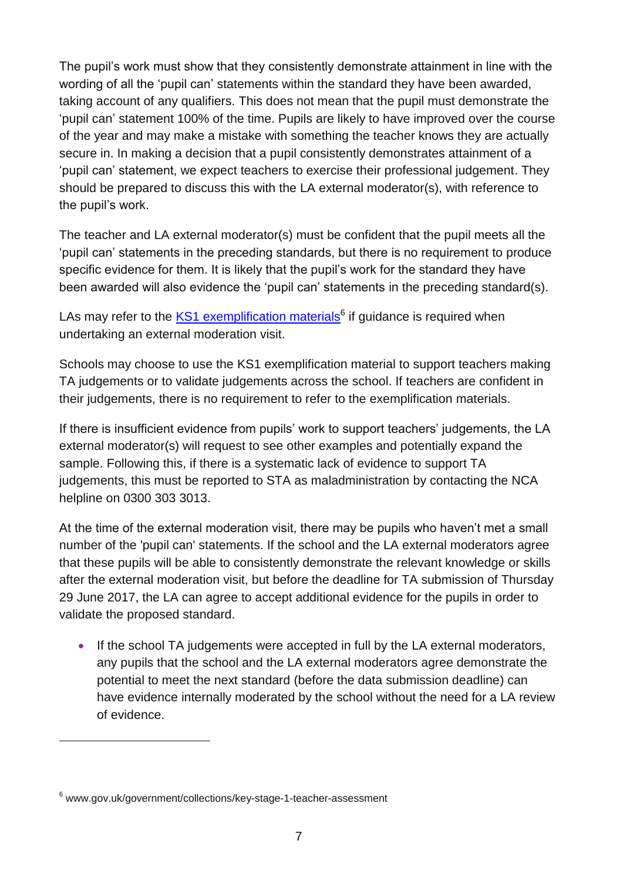The pupil's work must show that they consistently demonstrate attainment in line with the wording of all the 'pupil can' statements within the standard they have been awarded, taking account of any qualifiers. This does not mean that the pupil must demonstrate the 'pupil can' statement 100% of the time. Pupils are likely to have improved over the course of the year and may make a mistake with something the teacher knows they are actually secure in. In making a decision that a pupil consistently demonstrates attainment of a 'pupil can' statement, we expect teachers to exercise their professional judgement. They should be prepared to discuss this with the LA external moderator(s), with reference to the pupil's work.

The teacher and LA external moderator(s) must be confident that the pupil meets all the 'pupil can' statements in the preceding standards, but there is no requirement to produce specific evidence for them. It is likely that the pupil's work for the standard they have been awarded will also evidence the 'pupil can' statements in the preceding standard(s).

LAs may refer to the KS1 exemplification materials[6] if guidance is required when undertaking an external moderation visit.

Schools may choose to use the KS1 exemplification material to support teachers making TA judgements or to validate judgements across the school. If teachers are confident in their judgements, there is no requirement to refer to the exemplification materials.

If there is insufficient evidence from pupils' work to support teachers' judgements, the LA external moderator(s) will request to see other examples and potentially expand the sample. Following this, if there is a systematic lack of evidence to support TA judgements, this must be reported to STA as maladministration by contacting the NCA helpline on 0300 303 3013.

At the time of the external moderation visit, there may be pupils who haven't met a small number of the 'pupil can' statements. If the school and the LA external moderators agree that these pupils will be able to consistently demonstrate the relevant knowledge or skills after the external moderation visit, but before the deadline for TA submission of Thursday 29 June 2017, the LA can agree to accept additional evidence for the pupils in order to validate the proposed standard.

- If the school TA judgements were accepted in full by the LA external moderators, any pupils that the school and the LA external moderators agree demonstrate the potential to meet the next standard (before the data submission deadline) can have evidence internally moderated by the school without the need for a LA review of evidence.

---

[6] www.gov.uk/government/collections/key-stage-1-teacher-assessment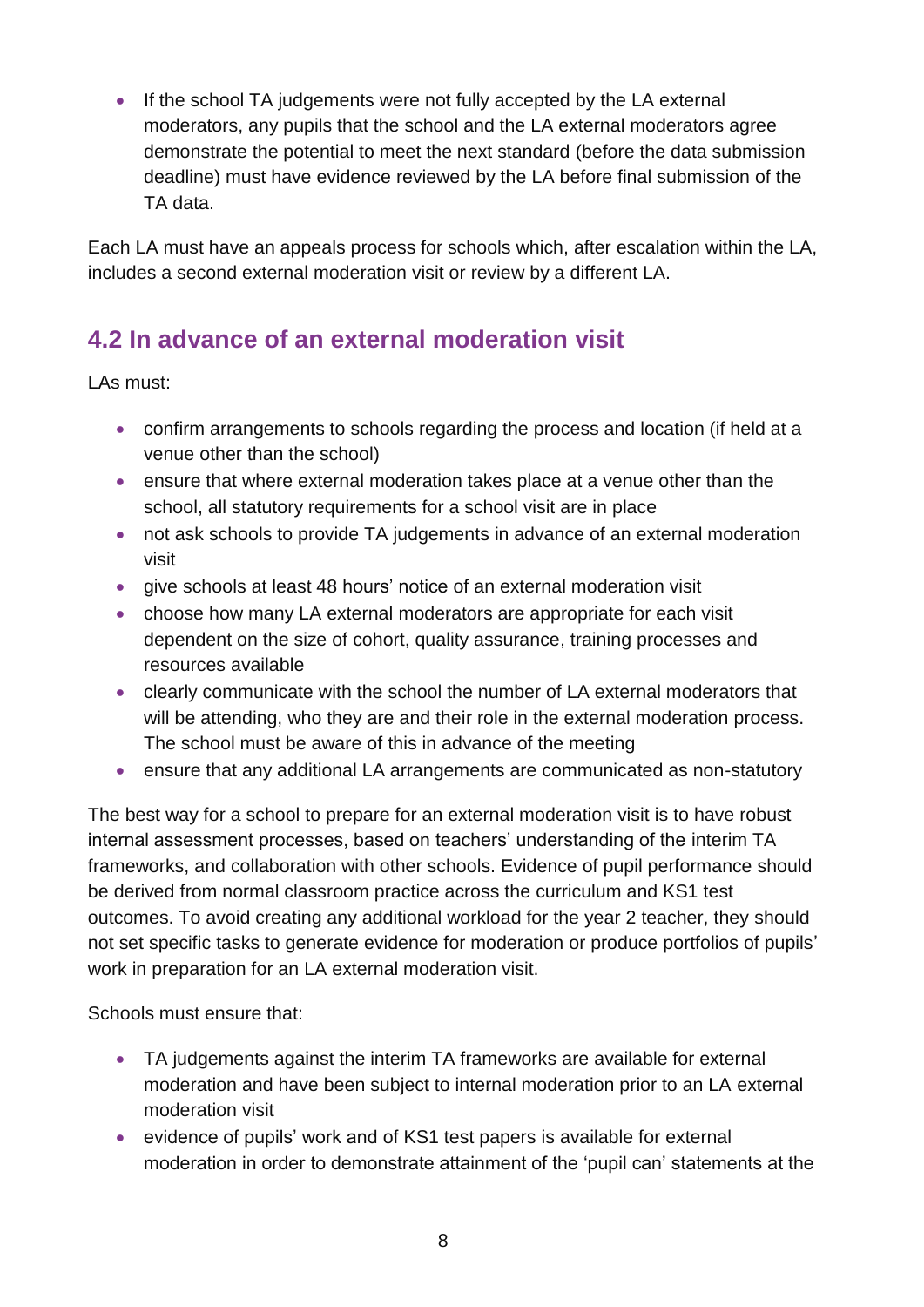- If the school TA judgements were not fully accepted by the LA external moderators, any pupils that the school and the LA external moderators agree demonstrate the potential to meet the next standard (before the data submission deadline) must have evidence reviewed by the LA before final submission of the TA data.

Each LA must have an appeals process for schools which, after escalation within the LA, includes a second external moderation visit or review by a different LA.

## 4.2 In advance of an external moderation visit

LAs must:

- confirm arrangements to schools regarding the process and location (if held at a venue other than the school)
- ensure that where external moderation takes place at a venue other than the school, all statutory requirements for a school visit are in place
- not ask schools to provide TA judgements in advance of an external moderation visit
- give schools at least 48 hours' notice of an external moderation visit
- choose how many LA external moderators are appropriate for each visit dependent on the size of cohort, quality assurance, training processes and resources available
- clearly communicate with the school the number of LA external moderators that will be attending, who they are and their role in the external moderation process. The school must be aware of this in advance of the meeting
- ensure that any additional LA arrangements are communicated as non-statutory

The best way for a school to prepare for an external moderation visit is to have robust internal assessment processes, based on teachers' understanding of the interim TA frameworks, and collaboration with other schools. Evidence of pupil performance should be derived from normal classroom practice across the curriculum and KS1 test outcomes. To avoid creating any additional workload for the year 2 teacher, they should not set specific tasks to generate evidence for moderation or produce portfolios of pupils' work in preparation for an LA external moderation visit.

Schools must ensure that:

- TA judgements against the interim TA frameworks are available for external moderation and have been subject to internal moderation prior to an LA external moderation visit
- evidence of pupils' work and of KS1 test papers is available for external moderation in order to demonstrate attainment of the 'pupil can' statements at the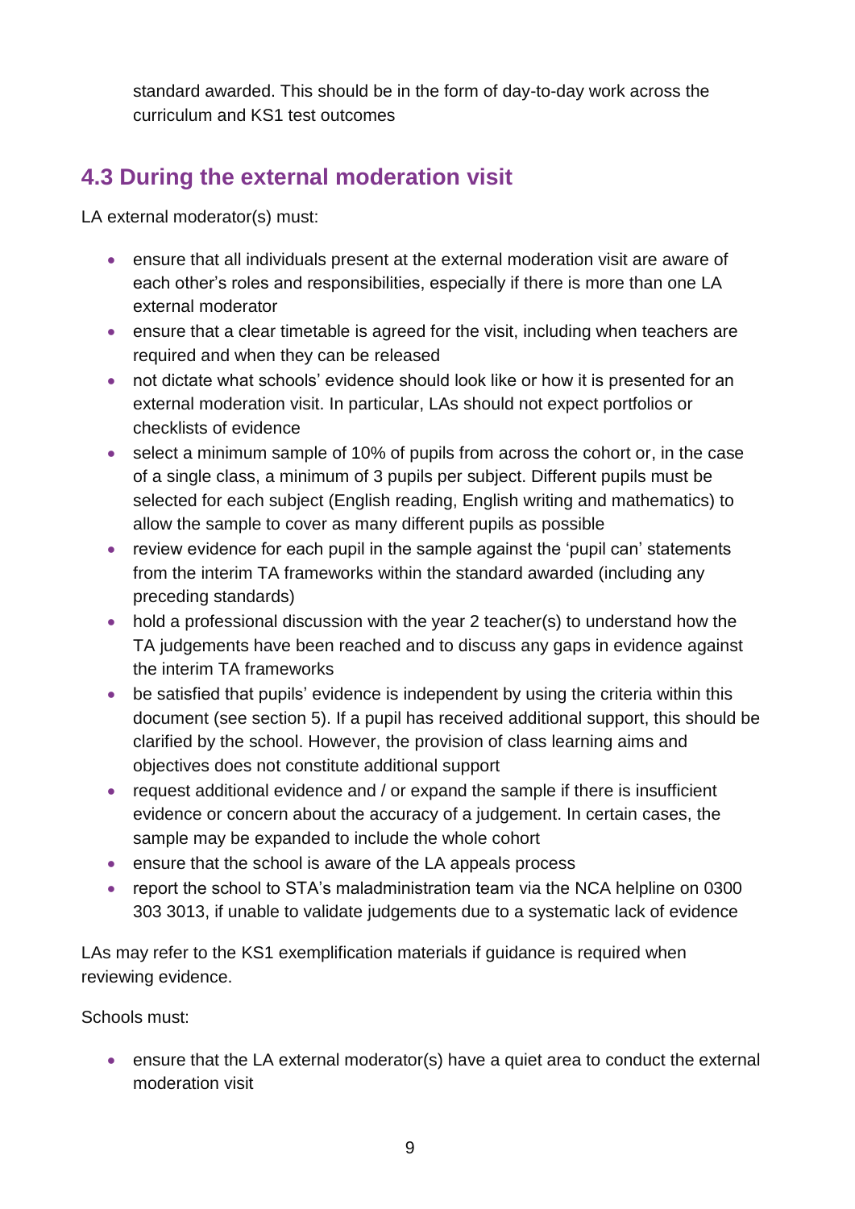standard awarded. This should be in the form of day-to-day work across the curriculum and KS1 test outcomes

## 4.3 During the external moderation visit

LA external moderator(s) must:

- ensure that all individuals present at the external moderation visit are aware of each other's roles and responsibilities, especially if there is more than one LA external moderator
- ensure that a clear timetable is agreed for the visit, including when teachers are required and when they can be released
- not dictate what schools' evidence should look like or how it is presented for an external moderation visit. In particular, LAs should not expect portfolios or checklists of evidence
- select a minimum sample of 10% of pupils from across the cohort or, in the case of a single class, a minimum of 3 pupils per subject. Different pupils must be selected for each subject (English reading, English writing and mathematics) to allow the sample to cover as many different pupils as possible
- review evidence for each pupil in the sample against the 'pupil can' statements from the interim TA frameworks within the standard awarded (including any preceding standards)
- hold a professional discussion with the year 2 teacher(s) to understand how the TA judgements have been reached and to discuss any gaps in evidence against the interim TA frameworks
- be satisfied that pupils' evidence is independent by using the criteria within this document (see section 5). If a pupil has received additional support, this should be clarified by the school. However, the provision of class learning aims and objectives does not constitute additional support
- request additional evidence and / or expand the sample if there is insufficient evidence or concern about the accuracy of a judgement. In certain cases, the sample may be expanded to include the whole cohort
- ensure that the school is aware of the LA appeals process
- report the school to STA's maladministration team via the NCA helpline on 0300 303 3013, if unable to validate judgements due to a systematic lack of evidence

LAs may refer to the KS1 exemplification materials if guidance is required when reviewing evidence.

Schools must:

- ensure that the LA external moderator(s) have a quiet area to conduct the external moderation visit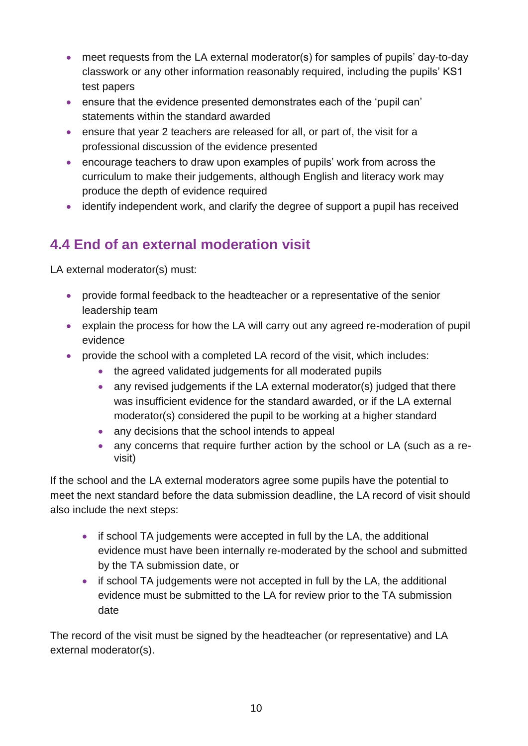- meet requests from the LA external moderator(s) for samples of pupils' day-to-day classwork or any other information reasonably required, including the pupils' KS1 test papers
- ensure that the evidence presented demonstrates each of the 'pupil can' statements within the standard awarded
- ensure that year 2 teachers are released for all, or part of, the visit for a professional discussion of the evidence presented
- encourage teachers to draw upon examples of pupils' work from across the curriculum to make their judgements, although English and literacy work may produce the depth of evidence required
- identify independent work, and clarify the degree of support a pupil has received

## 4.4 End of an external moderation visit

LA external moderator(s) must:

- provide formal feedback to the headteacher or a representative of the senior leadership team
- explain the process for how the LA will carry out any agreed re-moderation of pupil evidence
- provide the school with a completed LA record of the visit, which includes:
    - the agreed validated judgements for all moderated pupils
    - any revised judgements if the LA external moderator(s) judged that there was insufficient evidence for the standard awarded, or if the LA external moderator(s) considered the pupil to be working at a higher standard
    - any decisions that the school intends to appeal
    - any concerns that require further action by the school or LA (such as a re-visit)

If the school and the LA external moderators agree some pupils have the potential to meet the next standard before the data submission deadline, the LA record of visit should also include the next steps:

- if school TA judgements were accepted in full by the LA, the additional evidence must have been internally re-moderated by the school and submitted by the TA submission date, or
- if school TA judgements were not accepted in full by the LA, the additional evidence must be submitted to the LA for review prior to the TA submission date

The record of the visit must be signed by the headteacher (or representative) and LA external moderator(s).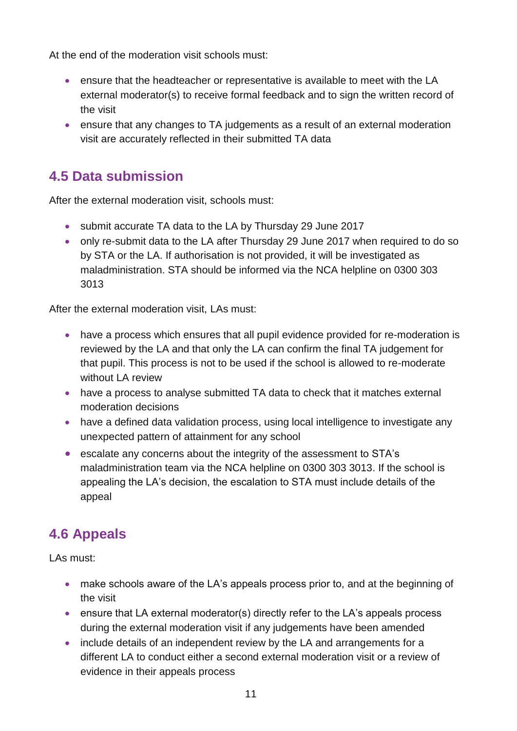At the end of the moderation visit schools must:

- ensure that the headteacher or representative is available to meet with the LA external moderator(s) to receive formal feedback and to sign the written record of the visit
- ensure that any changes to TA judgements as a result of an external moderation visit are accurately reflected in their submitted TA data

## 4.5 Data submission

After the external moderation visit, schools must:

- submit accurate TA data to the LA by Thursday 29 June 2017
- only re-submit data to the LA after Thursday 29 June 2017 when required to do so by STA or the LA. If authorisation is not provided, it will be investigated as maladministration. STA should be informed via the NCA helpline on 0300 303 3013

After the external moderation visit, LAs must:

- have a process which ensures that all pupil evidence provided for re-moderation is reviewed by the LA and that only the LA can confirm the final TA judgement for that pupil. This process is not to be used if the school is allowed to re-moderate without LA review
- have a process to analyse submitted TA data to check that it matches external moderation decisions
- have a defined data validation process, using local intelligence to investigate any unexpected pattern of attainment for any school
- escalate any concerns about the integrity of the assessment to STA's maladministration team via the NCA helpline on 0300 303 3013. If the school is appealing the LA's decision, the escalation to STA must include details of the appeal

## 4.6 Appeals

LAs must:

- make schools aware of the LA's appeals process prior to, and at the beginning of the visit
- ensure that LA external moderator(s) directly refer to the LA's appeals process during the external moderation visit if any judgements have been amended
- include details of an independent review by the LA and arrangements for a different LA to conduct either a second external moderation visit or a review of evidence in their appeals process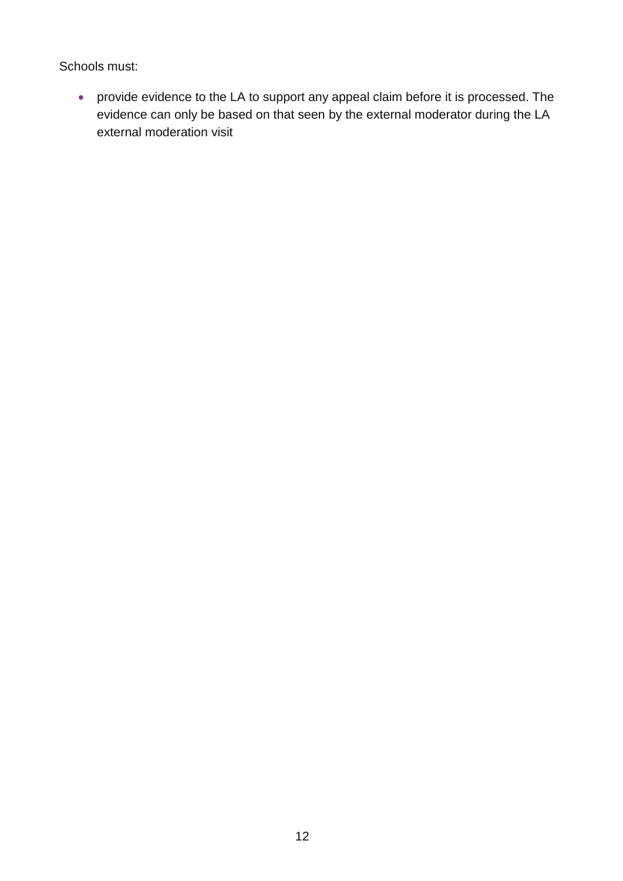Schools must:

- provide evidence to the LA to support any appeal claim before it is processed. The evidence can only be based on that seen by the external moderator during the LA external moderation visit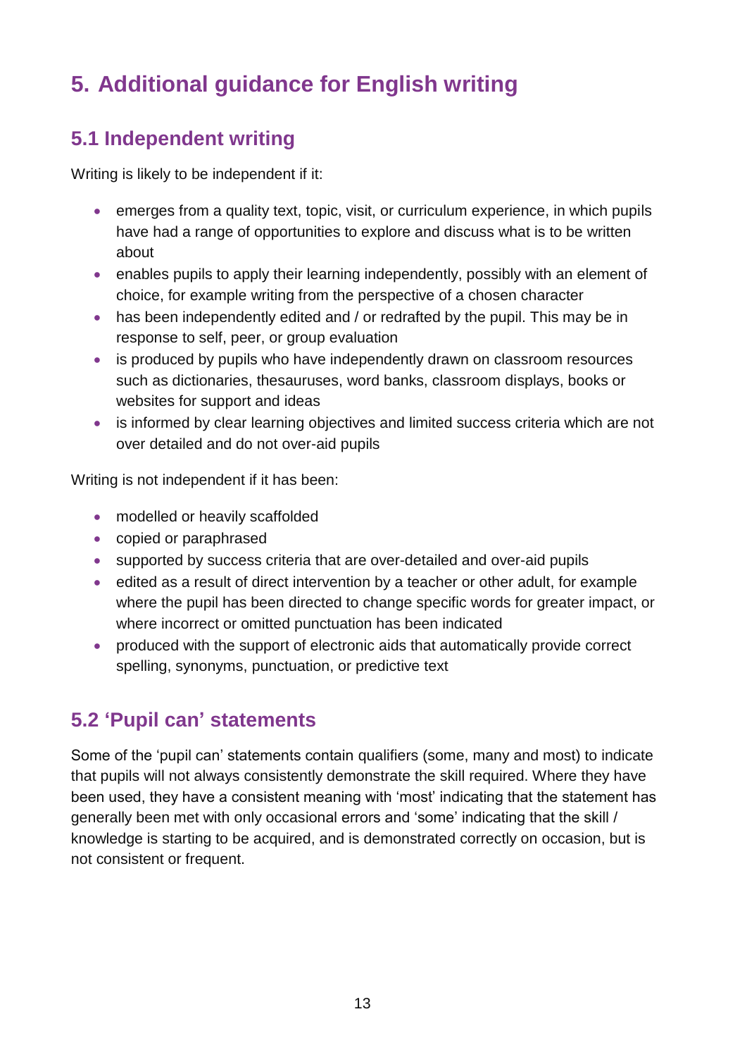# 5. Additional guidance for English writing

## 5.1 Independent writing

Writing is likely to be independent if it:

- emerges from a quality text, topic, visit, or curriculum experience, in which pupils have had a range of opportunities to explore and discuss what is to be written about
- enables pupils to apply their learning independently, possibly with an element of choice, for example writing from the perspective of a chosen character
- has been independently edited and / or redrafted by the pupil. This may be in response to self, peer, or group evaluation
- is produced by pupils who have independently drawn on classroom resources such as dictionaries, thesauruses, word banks, classroom displays, books or websites for support and ideas
- is informed by clear learning objectives and limited success criteria which are not over detailed and do not over-aid pupils

Writing is not independent if it has been:

- modelled or heavily scaffolded
- copied or paraphrased
- supported by success criteria that are over-detailed and over-aid pupils
- edited as a result of direct intervention by a teacher or other adult, for example where the pupil has been directed to change specific words for greater impact, or where incorrect or omitted punctuation has been indicated
- produced with the support of electronic aids that automatically provide correct spelling, synonyms, punctuation, or predictive text

## 5.2 'Pupil can' statements

Some of the 'pupil can' statements contain qualifiers (some, many and most) to indicate that pupils will not always consistently demonstrate the skill required. Where they have been used, they have a consistent meaning with 'most' indicating that the statement has generally been met with only occasional errors and 'some' indicating that the skill / knowledge is starting to be acquired, and is demonstrated correctly on occasion, but is not consistent or frequent.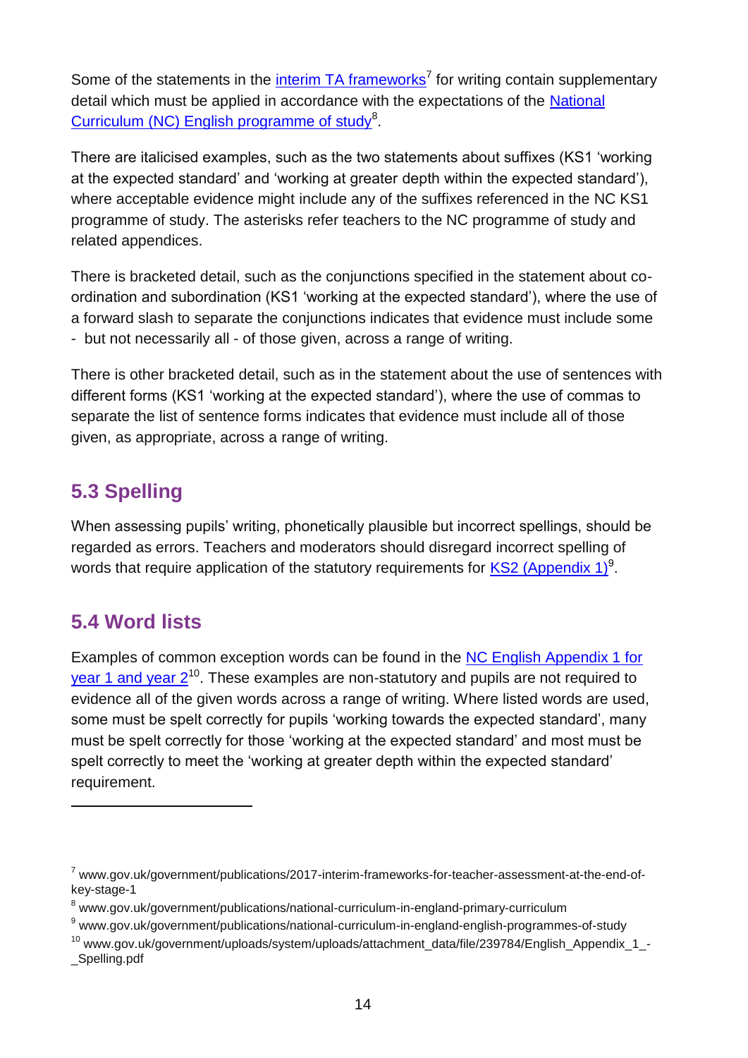Some of the statements in the [interim TA frameworks](www.gov.uk/government/publications/2017-interim-frameworks-for-teacher-assessment-at-the-end-of-key-stage-1)[7] for writing contain supplementary detail which must be applied in accordance with the expectations of the [National Curriculum (NC) English programme of study](www.gov.uk/government/publications/national-curriculum-in-england-primary-curriculum)[8].

There are italicised examples, such as the two statements about suffixes (KS1 'working at the expected standard' and 'working at greater depth within the expected standard'), where acceptable evidence might include any of the suffixes referenced in the NC KS1 programme of study. The asterisks refer teachers to the NC programme of study and related appendices.

There is bracketed detail, such as the conjunctions specified in the statement about co-ordination and subordination (KS1 'working at the expected standard'), where the use of a forward slash to separate the conjunctions indicates that evidence must include some - but not necessarily all - of those given, across a range of writing.

There is other bracketed detail, such as in the statement about the use of sentences with different forms (KS1 'working at the expected standard'), where the use of commas to separate the list of sentence forms indicates that evidence must include all of those given, as appropriate, across a range of writing.

## 5.3 Spelling

When assessing pupils' writing, phonetically plausible but incorrect spellings, should be regarded as errors. Teachers and moderators should disregard incorrect spelling of words that require application of the statutory requirements for [KS2 (Appendix 1)](www.gov.uk/government/publications/national-curriculum-in-england-english-programmes-of-study)[9].

## 5.4 Word lists

Examples of common exception words can be found in the [NC English Appendix 1 for year 1 and year 2](www.gov.uk/government/uploads/system/uploads/attachment_data/file/239784/English_Appendix_1_-_Spelling.pdf)[10]. These examples are non-statutory and pupils are not required to evidence all of the given words across a range of writing. Where listed words are used, some must be spelt correctly for pupils 'working towards the expected standard', many must be spelt correctly for those 'working at the expected standard' and most must be spelt correctly to meet the 'working at greater depth within the expected standard' requirement.

---

[7] www.gov.uk/government/publications/2017-interim-frameworks-for-teacher-assessment-at-the-end-of-key-stage-1

[8] www.gov.uk/government/publications/national-curriculum-in-england-primary-curriculum

[9] www.gov.uk/government/publications/national-curriculum-in-england-english-programmes-of-study

[10] www.gov.uk/government/uploads/system/uploads/attachment_data/file/239784/English_Appendix_1_-_Spelling.pdf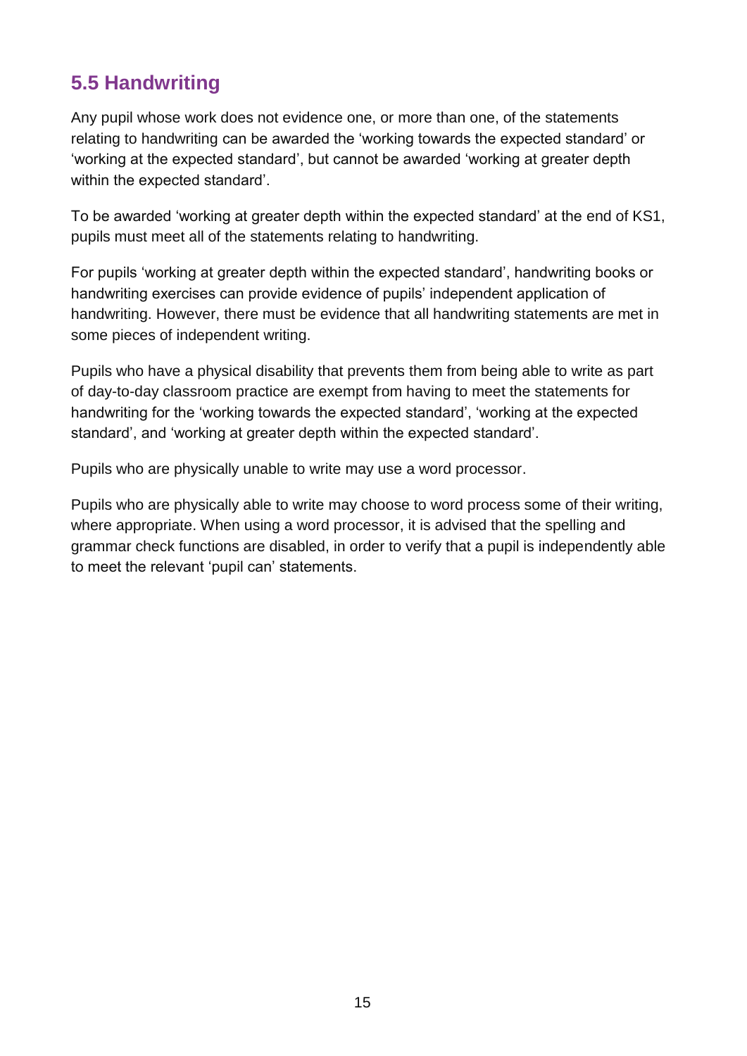## 5.5 Handwriting

Any pupil whose work does not evidence one, or more than one, of the statements relating to handwriting can be awarded the 'working towards the expected standard' or 'working at the expected standard', but cannot be awarded 'working at greater depth within the expected standard'.

To be awarded 'working at greater depth within the expected standard' at the end of KS1, pupils must meet all of the statements relating to handwriting.

For pupils 'working at greater depth within the expected standard', handwriting books or handwriting exercises can provide evidence of pupils' independent application of handwriting. However, there must be evidence that all handwriting statements are met in some pieces of independent writing.

Pupils who have a physical disability that prevents them from being able to write as part of day-to-day classroom practice are exempt from having to meet the statements for handwriting for the 'working towards the expected standard', 'working at the expected standard', and 'working at greater depth within the expected standard'.

Pupils who are physically unable to write may use a word processor.

Pupils who are physically able to write may choose to word process some of their writing, where appropriate. When using a word processor, it is advised that the spelling and grammar check functions are disabled, in order to verify that a pupil is independently able to meet the relevant 'pupil can' statements.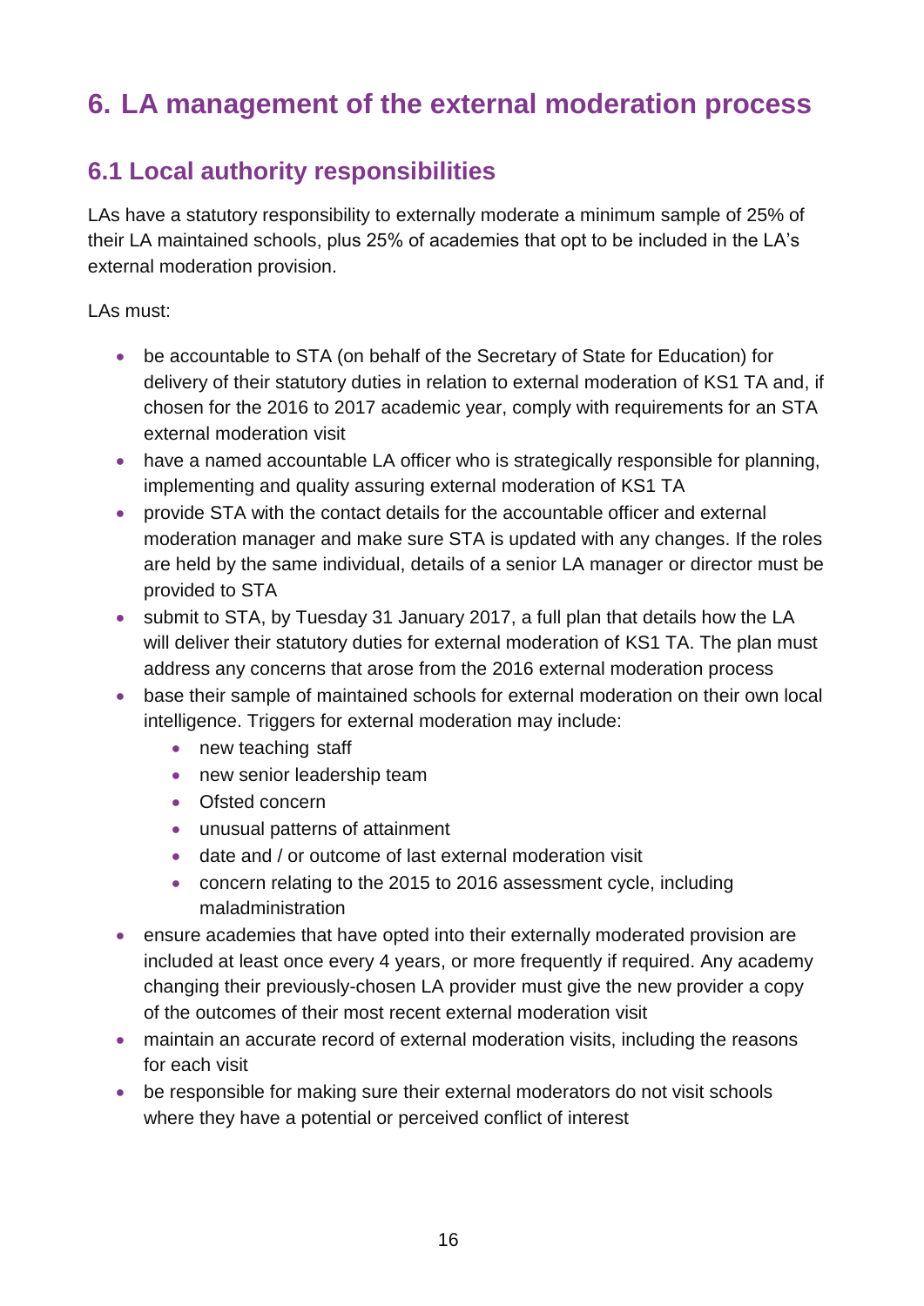# 6. LA management of the external moderation process

## 6.1 Local authority responsibilities

LAs have a statutory responsibility to externally moderate a minimum sample of 25% of their LA maintained schools, plus 25% of academies that opt to be included in the LA's external moderation provision.

LAs must:

- be accountable to STA (on behalf of the Secretary of State for Education) for delivery of their statutory duties in relation to external moderation of KS1 TA and, if chosen for the 2016 to 2017 academic year, comply with requirements for an STA external moderation visit
- have a named accountable LA officer who is strategically responsible for planning, implementing and quality assuring external moderation of KS1 TA
- provide STA with the contact details for the accountable officer and external moderation manager and make sure STA is updated with any changes. If the roles are held by the same individual, details of a senior LA manager or director must be provided to STA
- submit to STA, by Tuesday 31 January 2017, a full plan that details how the LA will deliver their statutory duties for external moderation of KS1 TA. The plan must address any concerns that arose from the 2016 external moderation process
- base their sample of maintained schools for external moderation on their own local intelligence. Triggers for external moderation may include:
  - new teaching staff
  - new senior leadership team
  - Ofsted concern
  - unusual patterns of attainment
  - date and / or outcome of last external moderation visit
  - concern relating to the 2015 to 2016 assessment cycle, including maladministration
- ensure academies that have opted into their externally moderated provision are included at least once every 4 years, or more frequently if required. Any academy changing their previously-chosen LA provider must give the new provider a copy of the outcomes of their most recent external moderation visit
- maintain an accurate record of external moderation visits, including the reasons for each visit
- be responsible for making sure their external moderators do not visit schools where they have a potential or perceived conflict of interest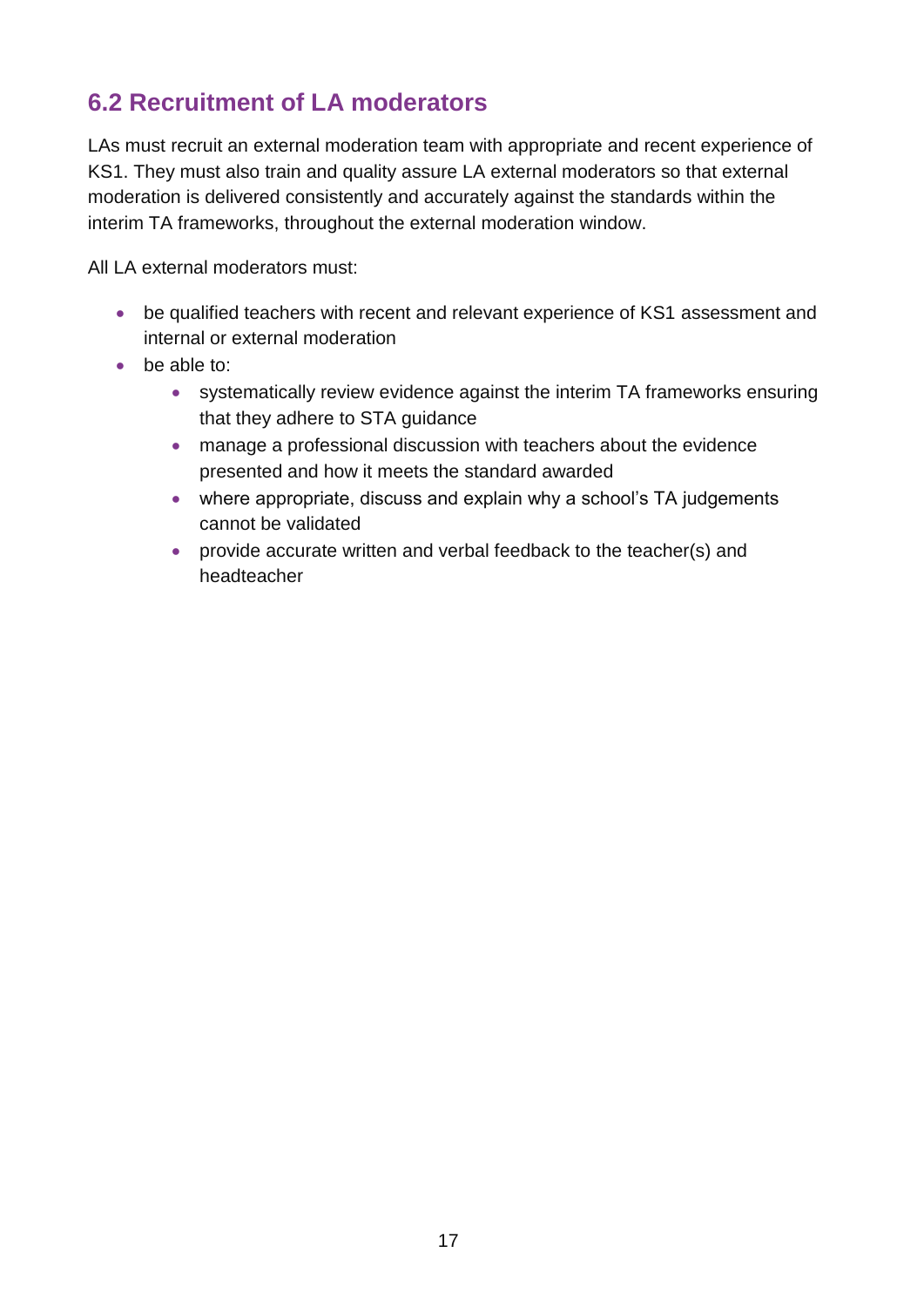## 6.2 Recruitment of LA moderators

LAs must recruit an external moderation team with appropriate and recent experience of KS1. They must also train and quality assure LA external moderators so that external moderation is delivered consistently and accurately against the standards within the interim TA frameworks, throughout the external moderation window.

All LA external moderators must:

- be qualified teachers with recent and relevant experience of KS1 assessment and internal or external moderation
- be able to:
  - systematically review evidence against the interim TA frameworks ensuring that they adhere to STA guidance
  - manage a professional discussion with teachers about the evidence presented and how it meets the standard awarded
  - where appropriate, discuss and explain why a school's TA judgements cannot be validated
  - provide accurate written and verbal feedback to the teacher(s) and headteacher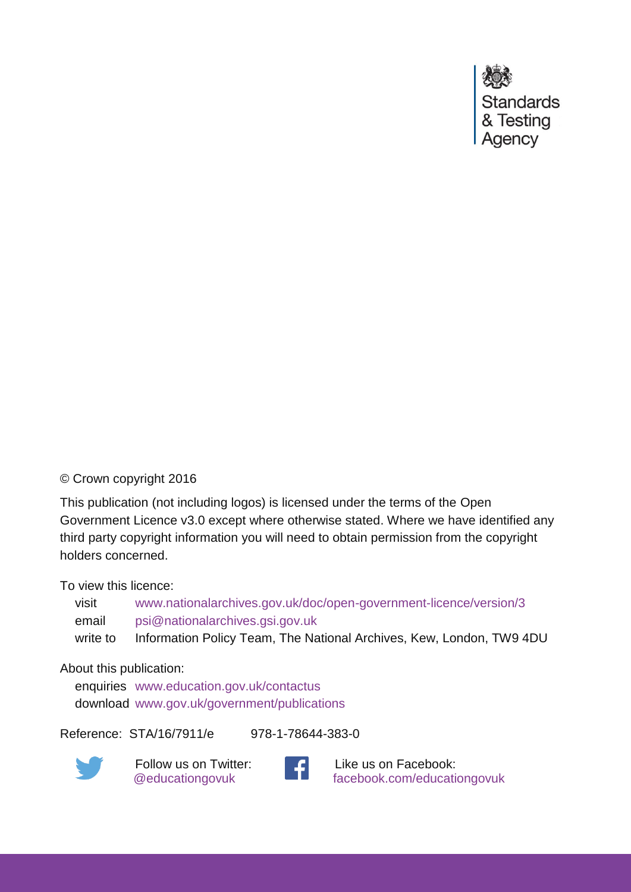Standards & Testing Agency

© Crown copyright 2016

This publication (not including logos) is licensed under the terms of the Open Government Licence v3.0 except where otherwise stated. Where we have identified any third party copyright information you will need to obtain permission from the copyright holders concerned.

To view this licence:

| | |
|---|---|
| visit | www.nationalarchives.gov.uk/doc/open-government-licence/version/3 |
| email | psi@nationalarchives.gsi.gov.uk |
| write to | Information Policy Team, The National Archives, Kew, London, TW9 4DU |

About this publication:

| | |
|---|---|
| enquiries | www.education.gov.uk/contactus |
| download | www.gov.uk/government/publications |

Reference: STA/16/7911/e 978-1-78644-383-0

Follow us on Twitter: @educationgovuk

Like us on Facebook: facebook.com/educationgovuk